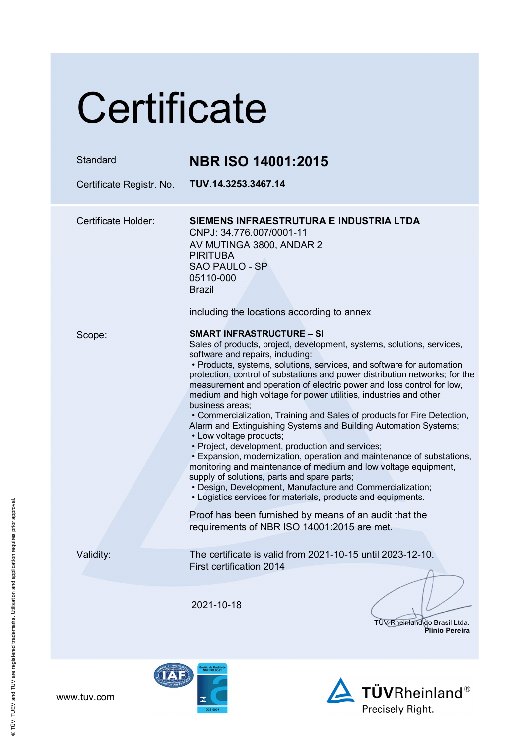# Certificate

| | |
|---|---|
| Standard | **NBR ISO 14001:2015** |
| Certificate Registr. No. | **TUV.14.3253.3467.14** |

**Certificate Holder:**

**SIEMENS INFRAESTRUTURA E INDUSTRIA LTDA**
CNPJ: 34.776.007/0001-11
AV MUTINGA 3800, ANDAR 2
PIRITUBA
SAO PAULO - SP
05110-000
Brazil

including the locations according to annex

**Scope:**

**SMART INFRASTRUCTURE – SI**
Sales of products, project, development, systems, solutions, services, software and repairs, including:

- Products, systems, solutions, services, and software for automation protection, control of substations and power distribution networks; for the measurement and operation of electric power and loss control for low, medium and high voltage for power utilities, industries and other business areas;
- Commercialization, Training and Sales of products for Fire Detection, Alarm and Extinguishing Systems and Building Automation Systems;
- Low voltage products;
- Project, development, production and services;
- Expansion, modernization, operation and maintenance of substations, monitoring and maintenance of medium and low voltage equipment, supply of solutions, parts and spare parts;
- Design, Development, Manufacture and Commercialization;
- Logistics services for materials, products and equipments.

Proof has been furnished by means of an audit that the requirements of NBR ISO 14001:2015 are met.

**Validity:**

The certificate is valid from 2021-10-15 until 2023-12-10.
First certification 2014

2021-10-18

TÜV Rheinland do Brasil Ltda.
**Plinio Pereira**

www.tuv.com

TÜVRheinland®
Precisely Right.

® TÜV, TUEV and TUV are registered trademarks. Utilisation and application requires prior approval.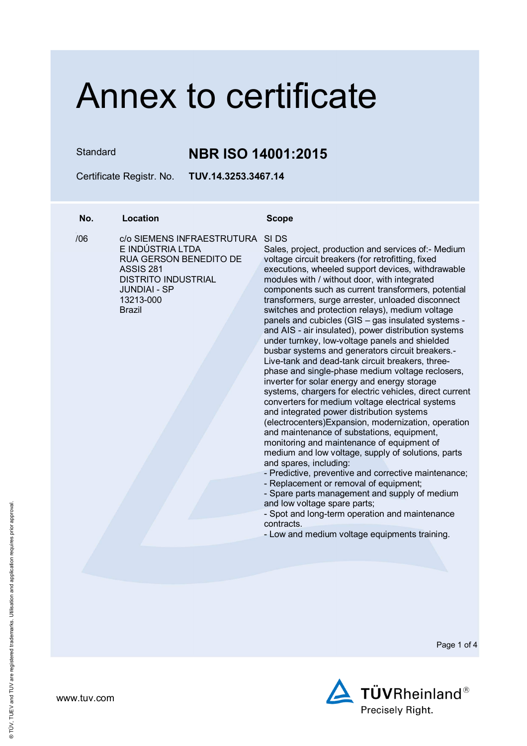# Annex to certificate

Standard **NBR ISO 14001:2015**

Certificate Registr. No. **TUV.14.3253.3467.14**

| No. | Location | Scope |
| --- | --- | --- |
| /06 | c/o SIEMENS INFRAESTRUTURA E INDÚSTRIA LTDA<br>RUA GERSON BENEDITO DE ASSIS 281<br>DISTRITO INDUSTRIAL<br>JUNDIAI - SP<br>13213-000<br>Brazil | SI DS<br>Sales, project, production and services of:- Medium voltage circuit breakers (for retrofitting, fixed executions, wheeled support devices, withdrawable modules with / without door, with integrated components such as current transformers, potential transformers, surge arrester, unloaded disconnect switches and protection relays), medium voltage panels and cubicles (GIS – gas insulated systems - and AIS - air insulated), power distribution systems under turnkey, low-voltage panels and shielded busbar systems and generators circuit breakers.- Live-tank and dead-tank circuit breakers, three-phase and single-phase medium voltage reclosers, inverter for solar energy and energy storage systems, chargers for electric vehicles, direct current converters for medium voltage electrical systems and integrated power distribution systems (electrocenters)Expansion, modernization, operation and maintenance of substations, equipment, monitoring and maintenance of equipment of medium and low voltage, supply of solutions, parts and spares, including:<br>- Predictive, preventive and corrective maintenance;<br>- Replacement or removal of equipment;<br>- Spare parts management and supply of medium and low voltage spare parts;<br>- Spot and long-term operation and maintenance contracts.<br>- Low and medium voltage equipments training. |

www.tuv.com

TÜVRheinland® Precisely Right.

® TÜV, TUEV and TUV are registered trademarks. Utilisation and application requires prior approval.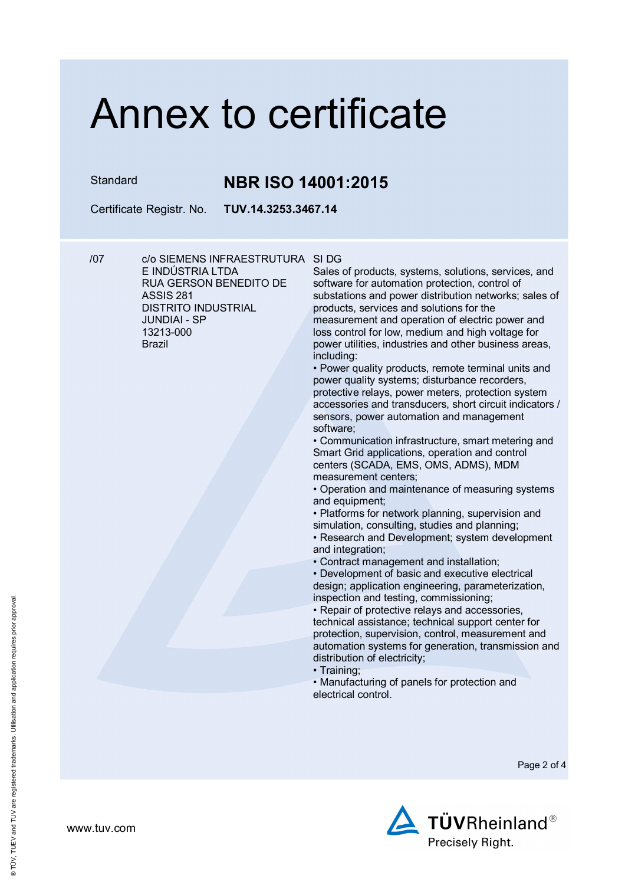# Annex to certificate

| Standard | **NBR ISO 14001:2015** |
|---|---|
| Certificate Registr. No. | **TUV.14.3253.3467.14** |

| | | |
|---|---|---|
| /07 | c/o SIEMENS INFRAESTRUTURA E INDÚSTRIA LTDA<br>RUA GERSON BENEDITO DE ASSIS 281<br>DISTRITO INDUSTRIAL<br>JUNDIAI - SP<br>13213-000<br>Brazil | SI DG<br>Sales of products, systems, solutions, services, and software for automation protection, control of substations and power distribution networks; sales of products, services and solutions for the measurement and operation of electric power and loss control for low, medium and high voltage for power utilities, industries and other business areas, including:<br>• Power quality products, remote terminal units and power quality systems; disturbance recorders, protective relays, power meters, protection system accessories and transducers, short circuit indicators / sensors, power automation and management software;<br>• Communication infrastructure, smart metering and Smart Grid applications, operation and control centers (SCADA, EMS, OMS, ADMS), MDM measurement centers;<br>• Operation and maintenance of measuring systems and equipment;<br>• Platforms for network planning, supervision and simulation, consulting, studies and planning;<br>• Research and Development; system development and integration;<br>• Contract management and installation;<br>• Development of basic and executive electrical design; application engineering, parameterization, inspection and testing, commissioning;<br>• Repair of protective relays and accessories, technical assistance; technical support center for protection, supervision, control, measurement and automation systems for generation, transmission and distribution of electricity;<br>• Training;<br>• Manufacturing of panels for protection and electrical control. |

www.tuv.com

TÜVRheinland®
Precisely Right.

® TÜV, TUEV and TUV are registered trademarks. Utilisation and application requires prior approval.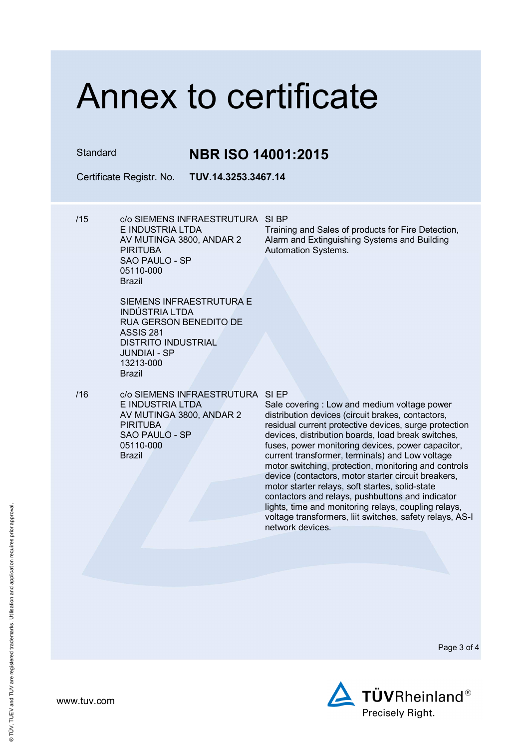# Annex to certificate

Standard **NBR ISO 14001:2015**

Certificate Registr. No. **TUV.14.3253.3467.14**

| | | |
|---|---|---|
| /15 | c/o SIEMENS INFRAESTRUTURA E INDUSTRIA LTDA<br>AV MUTINGA 3800, ANDAR 2<br>PIRITUBA<br>SAO PAULO - SP<br>05110-000<br>Brazil<br><br>SIEMENS INFRAESTRUTURA E INDÚSTRIA LTDA<br>RUA GERSON BENEDITO DE ASSIS 281<br>DISTRITO INDUSTRIAL<br>JUNDIAI - SP<br>13213-000<br>Brazil | SI BP<br>Training and Sales of products for Fire Detection, Alarm and Extinguishing Systems and Building Automation Systems. |
| /16 | c/o SIEMENS INFRAESTRUTURA E INDUSTRIA LTDA<br>AV MUTINGA 3800, ANDAR 2<br>PIRITUBA<br>SAO PAULO - SP<br>05110-000<br>Brazil | SI EP<br>Sale covering : Low and medium voltage power distribution devices (circuit brakes, contactors, residual current protective devices, surge protection devices, distribution boards, load break switches, fuses, power monitoring devices, power capacitor, current transformer, terminals) and Low voltage motor switching, protection, monitoring and controls device (contactors, motor starter circuit breakers, motor starter relays, soft startes, solid-state contactors and relays, pushbuttons and indicator lights, time and monitoring relays, coupling relays, voltage transformers, liit switches, safety relays, AS-I network devices. |

www.tuv.com

TÜVRheinland®
Precisely Right.

® TÜV, TUEV and TUV are registered trademarks. Utilisation and application requires prior approval.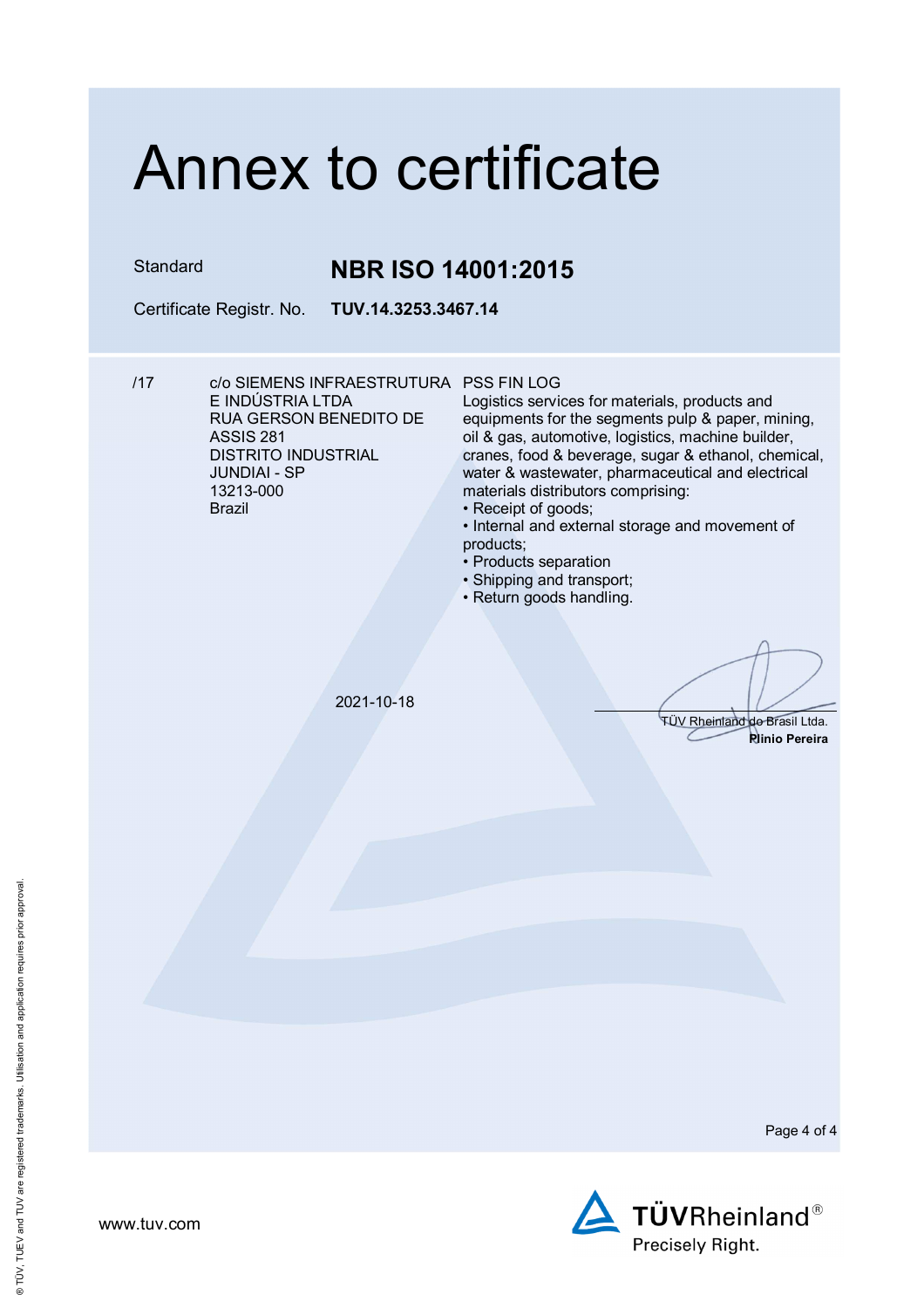# Annex to certificate

Standard **NBR ISO 14001:2015**

Certificate Registr. No. **TUV.14.3253.3467.14**

| | | |
|---|---|---|
| /17 | c/o SIEMENS INFRAESTRUTURA E INDÚSTRIA LTDA<br>RUA GERSON BENEDITO DE ASSIS 281<br>DISTRITO INDUSTRIAL<br>JUNDIAI - SP<br>13213-000<br>Brazil | PSS FIN LOG<br>Logistics services for materials, products and equipments for the segments pulp & paper, mining, oil & gas, automotive, logistics, machine builder, cranes, food & beverage, sugar & ethanol, chemical, water & wastewater, pharmaceutical and electrical materials distributors comprising:<br>• Receipt of goods;<br>• Internal and external storage and movement of products;<br>• Products separation<br>• Shipping and transport;<br>• Return goods handling. |

2021-10-18

TÜV Rheinland do Brasil Ltda.
**Plinio Pereira**

www.tuv.com

TÜVRheinland®
Precisely Right.

® TÜV, TUEV and TUV are registered trademarks. Utilisation and application requires prior approval.